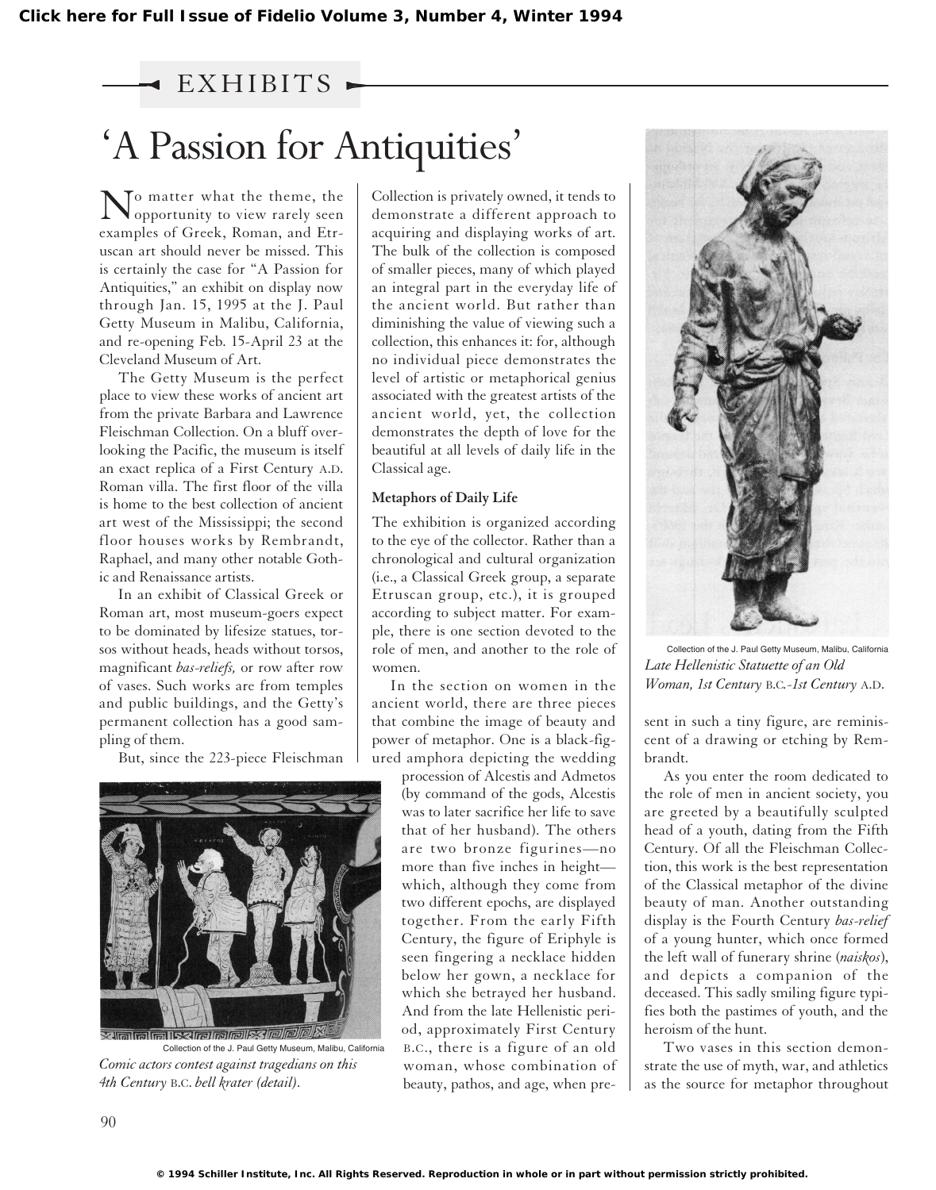EXHIBITS

# 'A Passion for Antiquities'

No matter what the theme, the opportunity to view rarely seen examples of Greek, Roman, and Etruscan art should never be missed. This is certainly the case for "A Passion for Antiquities," an exhibit on display now through Jan. 15, 1995 at the J. Paul Getty Museum in Malibu, California, and re-opening Feb. 15-April 23 at the Cleveland Museum of Art.

The Getty Museum is the perfect place to view these works of ancient art from the private Barbara and Lawrence Fleischman Collection. On a bluff overlooking the Pacific, the museum is itself an exact replica of a First Century A.D. Roman villa. The first floor of the villa is home to the best collection of ancient art west of the Mississippi; the second floor houses works by Rembrandt, Raphael, and many other notable Gothic and Renaissance artists.

In an exhibit of Classical Greek or Roman art, most museum-goers expect to be dominated by lifesize statues, torsos without heads, heads without torsos, magnificant *bas-reliefs,* or row after row of vases. Such works are from temples and public buildings, and the Getty's permanent collection has a good sampling of them.

But, since the 223-piece Fleischman Collection is privately owned, it tends to demonstrate a different approach to acquiring and displaying works of art. The bulk of the collection is composed of smaller pieces, many of which played an integral part in the everyday life of the ancient world. But rather than diminishing the value of viewing such a collection, this enhances it: for, although no individual piece demonstrates the level of artistic or metaphorical genius associated with the greatest artists of the ancient world, yet, the collection demonstrates the depth of love for the beautiful at all levels of daily life in the Classical age.

### Metaphors of Daily Life

The exhibition is organized according to the eye of the collector. Rather than a chronological and cultural organization (i.e., a Classical Greek group, a separate Etruscan group, etc.), it is grouped according to subject matter. For example, there is one section devoted to the role of men, and another to the role of women.

In the section on women in the ancient world, there are three pieces that combine the image of beauty and power of metaphor. One is a black-figured amphora depicting the wedding procession of Alcestis and Admetos (by command of the gods, Alcestis was to later sacrifice her life to save that of her husband). The others are two bronze figurines—no more than five inches in height—which, although they come from two different epochs, are displayed together. From the early Fifth Century, the figure of Eriphyle is seen fingering a necklace hidden below her gown, a necklace for which she betrayed her husband. And from the late Hellenistic period, approximately First Century B.C., there is a figure of an old woman, whose combination of beauty, pathos, and age, when present in such a tiny figure, are reminiscent of a drawing or etching by Rembrandt.

Collection of the J. Paul Getty Museum, Malibu, California

*Comic actors contest against tragedians on this 4th Century* B.C. *bell krater (detail).*

Collection of the J. Paul Getty Museum, Malibu, California

*Late Hellenistic Statuette of an Old Woman, 1st Century* B.C.*-1st Century* A.D.

As you enter the room dedicated to the role of men in ancient society, you are greeted by a beautifully sculpted head of a youth, dating from the Fifth Century. Of all the Fleischman Collection, this work is the best representation of the Classical metaphor of the divine beauty of man. Another outstanding display is the Fourth Century *bas-relief* of a young hunter, which once formed the left wall of funerary shrine (*naiskos*), and depicts a companion of the deceased. This sadly smiling figure typifies both the pastimes of youth, and the heroism of the hunt.

Two vases in this section demonstrate the use of myth, war, and athletics as the source for metaphor throughout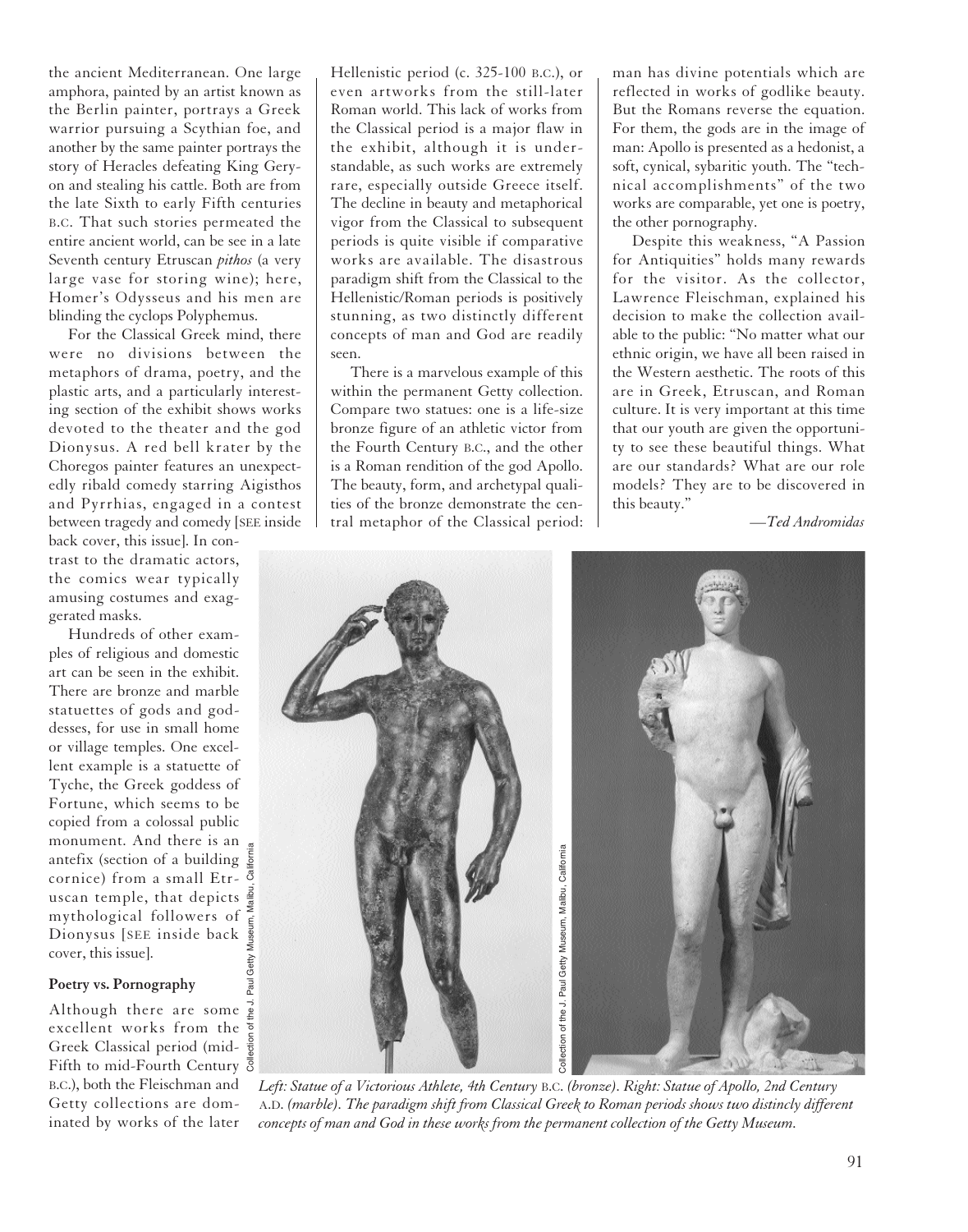the ancient Mediterranean. One large amphora, painted by an artist known as the Berlin painter, portrays a Greek warrior pursuing a Scythian foe, and another by the same painter portrays the story of Heracles defeating King Geryon and stealing his cattle. Both are from the late Sixth to early Fifth centuries B.C. That such stories permeated the entire ancient world, can be see in a late Seventh century Etruscan *pithos* (a very large vase for storing wine); here, Homer's Odysseus and his men are blinding the cyclops Polyphemus.

For the Classical Greek mind, there were no divisions between the metaphors of drama, poetry, and the plastic arts, and a particularly interesting section of the exhibit shows works devoted to the theater and the god Dionysus. A red bell krater by the Choregos painter features an unexpectedly ribald comedy starring Aigisthos and Pyrrhias, engaged in a contest between tragedy and comedy [SEE inside back cover, this issue]. In contrast to the dramatic actors, the comics wear typically amusing costumes and exaggerated masks.

Hundreds of other examples of religious and domestic art can be seen in the exhibit. There are bronze and marble statuettes of gods and goddesses, for use in small home or village temples. One excellent example is a statuette of Tyche, the Greek goddess of Fortune, which seems to be copied from a colossal public monument. And there is an antefix (section of a building cornice) from a small Etruscan temple, that depicts mythological followers of Dionysus [SEE inside back cover, this issue].

**Poetry vs. Pornography**

Although there are some excellent works from the Greek Classical period (mid-Fifth to mid-Fourth Century B.C.), both the Fleischman and Getty collections are dominated by works of the later Hellenistic period (c. 325-100 B.C.), or even artworks from the still-later Roman world. This lack of works from the Classical period is a major flaw in the exhibit, although it is understandable, as such works are extremely rare, especially outside Greece itself. The decline in beauty and metaphorical vigor from the Classical to subsequent periods is quite visible if comparative works are available. The disastrous paradigm shift from the Classical to the Hellenistic/Roman periods is positively stunning, as two distinctly different concepts of man and God are readily seen.

There is a marvelous example of this within the permanent Getty collection. Compare two statues: one is a life-size bronze figure of an athletic victor from the Fourth Century B.C., and the other is a Roman rendition of the god Apollo. The beauty, form, and archetypal qualities of the bronze demonstrate the central metaphor of the Classical period: man has divine potentials which are reflected in works of godlike beauty. But the Romans reverse the equation. For them, the gods are in the image of man: Apollo is presented as a hedonist, a soft, cynical, sybaritic youth. The "technical accomplishments" of the two works are comparable, yet one is poetry, the other pornography.

Despite this weakness, "A Passion for Antiquities" holds many rewards for the visitor. As the collector, Lawrence Fleischman, explained his decision to make the collection available to the public: "No matter what our ethnic origin, we have all been raised in the Western aesthetic. The roots of this are in Greek, Etruscan, and Roman culture. It is very important at this time that our youth are given the opportunity to see these beautiful things. What are our standards? What are our role models? They are to be discovered in this beauty."

*—Ted Andromidas*

Collection of the J. Paul Getty Museum, Malibu, California

Collection of the J. Paul Getty Museum, Malibu, California

*Left: Statue of a Victorious Athlete, 4th Century* B.C. *(bronze). Right: Statue of Apollo, 2nd Century* A.D. *(marble). The paradigm shift from Classical Greek to Roman periods shows two distincly different concepts of man and God in these works from the permanent collection of the Getty Museum.*